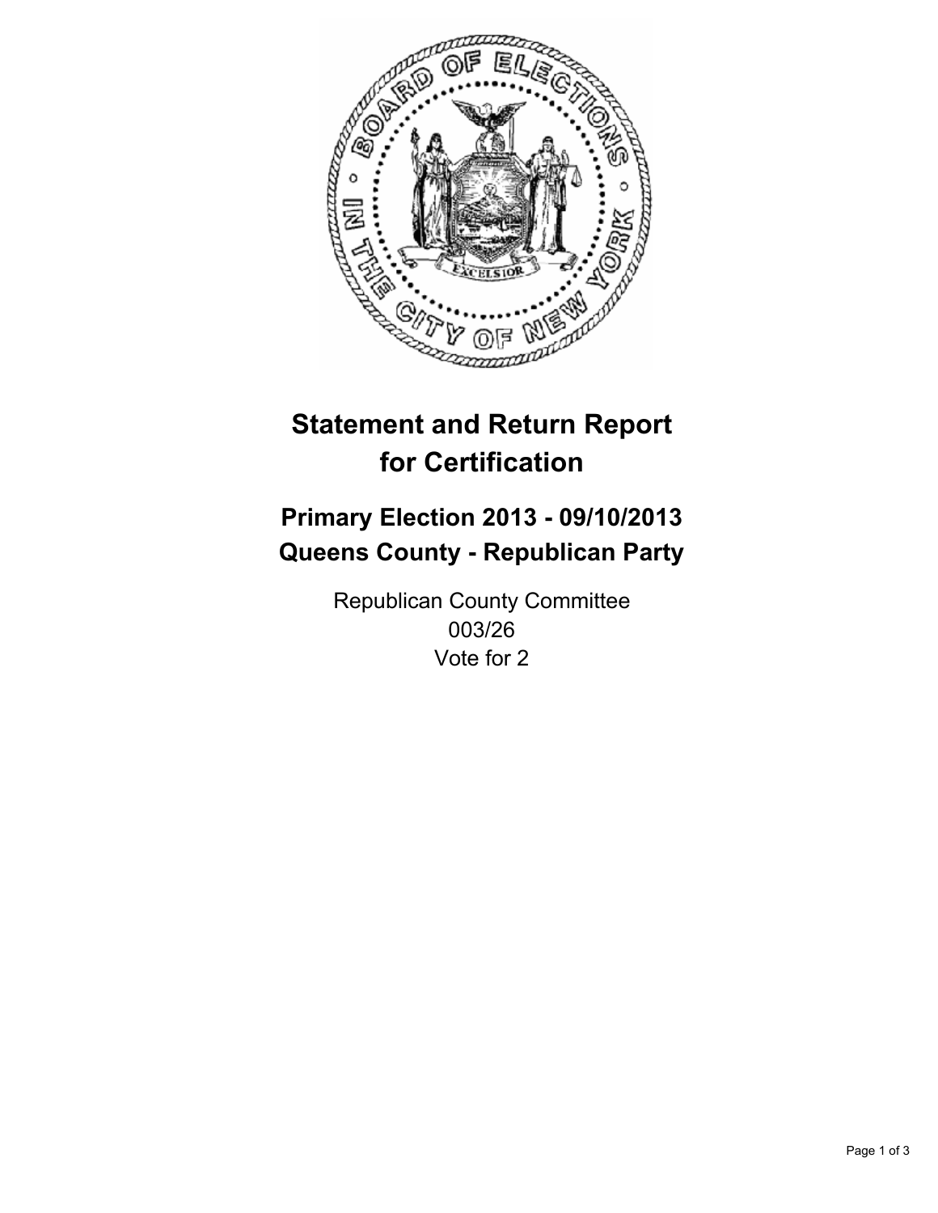# Statement and Return Report for Certification

## Primary Election 2013 - 09/10/2013
## Queens County - Republican Party

Republican County Committee
003/26
Vote for 2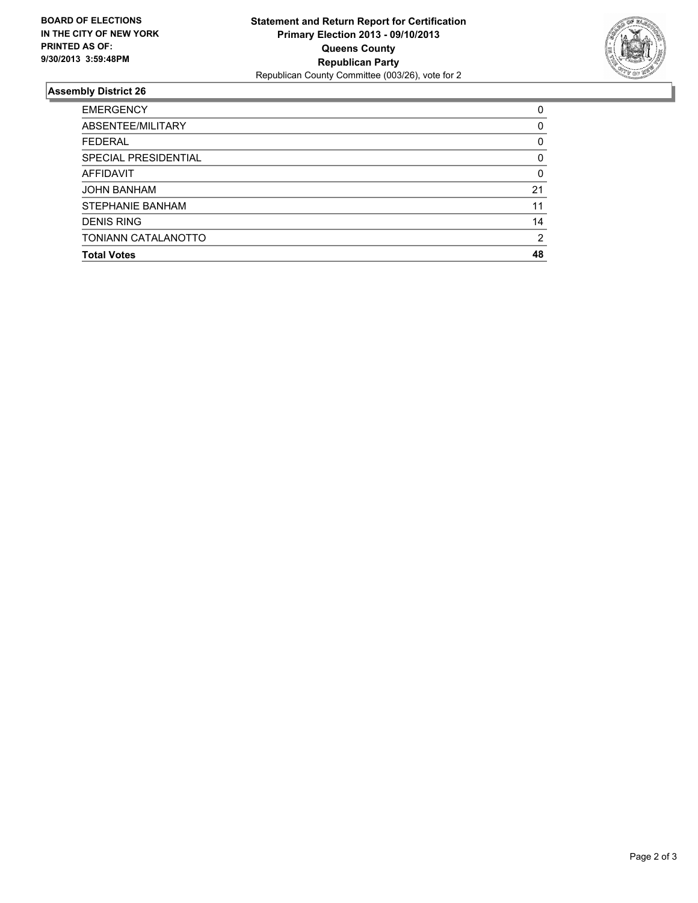**BOARD OF ELECTIONS IN THE CITY OF NEW YORK PRINTED AS OF: 9/30/2013 3:59:48PM**

**Statement and Return Report for Certification**
**Primary Election 2013 - 09/10/2013**
**Queens County**
**Republican Party**
Republican County Committee (003/26), vote for 2

## Assembly District 26

| | |
|---|---|
| EMERGENCY | 0 |
| ABSENTEE/MILITARY | 0 |
| FEDERAL | 0 |
| SPECIAL PRESIDENTIAL | 0 |
| AFFIDAVIT | 0 |
| JOHN BANHAM | 21 |
| STEPHANIE BANHAM | 11 |
| DENIS RING | 14 |
| TONIANN CATALANOTTO | 2 |
| **Total Votes** | **48** |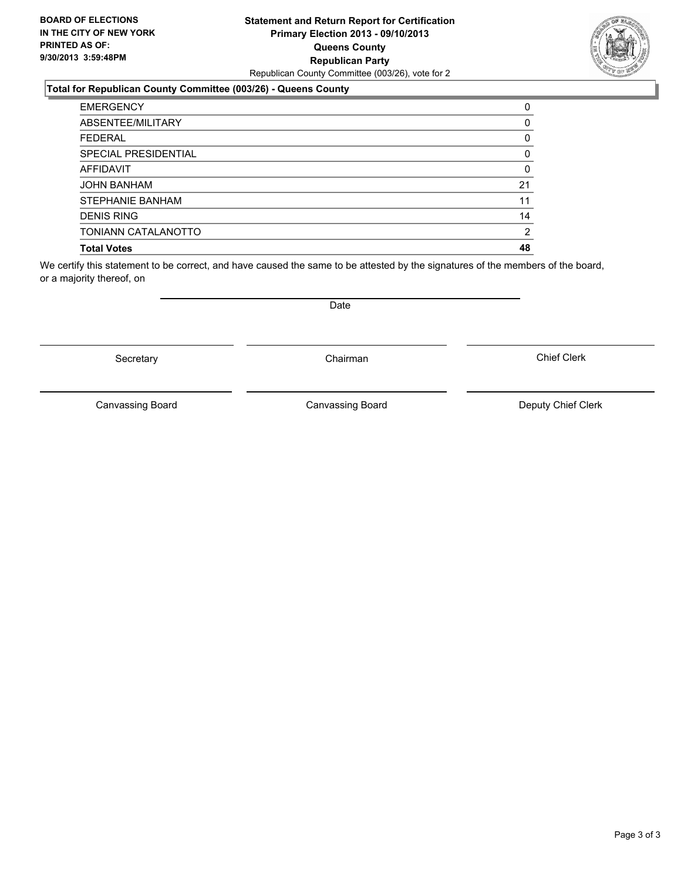**BOARD OF ELECTIONS IN THE CITY OF NEW YORK PRINTED AS OF: 9/30/2013 3:59:48PM**

**Statement and Return Report for Certification**
**Primary Election 2013 - 09/10/2013**
**Queens County**
**Republican Party**
Republican County Committee (003/26), vote for 2

**Total for Republican County Committee (003/26) - Queens County**

| | |
|---|---|
| EMERGENCY | 0 |
| ABSENTEE/MILITARY | 0 |
| FEDERAL | 0 |
| SPECIAL PRESIDENTIAL | 0 |
| AFFIDAVIT | 0 |
| JOHN BANHAM | 21 |
| STEPHANIE BANHAM | 11 |
| DENIS RING | 14 |
| TONIANN CATALANOTTO | 2 |
| **Total Votes** | **48** |

We certify this statement to be correct, and have caused the same to be attested by the signatures of the members of the board, or a majority thereof, on

Date

Secretary

Chairman

Chief Clerk

Canvassing Board

Canvassing Board

Deputy Chief Clerk